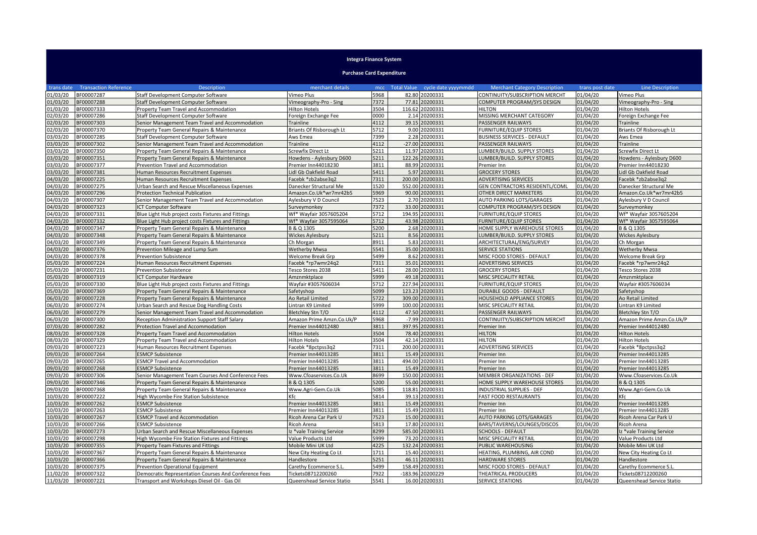# Integra Finance System

## Purchase Card Expenditure

| trans date | Transaction Reference | Description | merchant details | mcc | Total Value | cycle date yyyymmdd | Merchant Category Description | trans post date | Line Description |
|---|---|---|---|---|---|---|---|---|---|
| 01/03/20 | BF00007287 | Staff Development Computer Software | Vimeo Plus | 5968 | 82.80 | 20200331 | CONTINUITY/SUBSCRIPTION MERCHT | 01/04/20 | Vimeo Plus |
| 01/03/20 | BF00007288 | Staff Development Computer Software | Vimeography-Pro - Sing | 7372 | 77.81 | 20200331 | COMPUTER PROGRAM/SYS DESIGN | 01/04/20 | Vimeography-Pro - Sing |
| 01/03/20 | BF00007333 | Property Team Travel and Accommodation | Hilton Hotels | 3504 | 116.62 | 20200331 | HILTON | 01/04/20 | Hilton Hotels |
| 02/03/20 | BF00007286 | Staff Development Computer Software | Foreign Exchange Fee | 0000 | 2.14 | 20200331 | MISSING MERCHANT CATEGORY | 01/04/20 | Foreign Exchange Fee |
| 02/03/20 | BF00007303 | Senior Management Team Travel and Accommodation | Trainline | 4112 | 39.15 | 20200331 | PASSENGER RAILWAYS | 01/04/20 | Trainline |
| 02/03/20 | BF00007370 | Property Team General Repairs & Maintenance | Briants Of Risborough Lt | 5712 | 9.00 | 20200331 | FURNITURE/EQUIP STORES | 01/04/20 | Briants Of Risborough Lt |
| 03/03/20 | BF00007285 | Staff Development Computer Software | Aws Emea | 7399 | 2.28 | 20200331 | BUSINESS SERVICES - DEFAULT | 01/04/20 | Aws Emea |
| 03/03/20 | BF00007302 | Senior Management Team Travel and Accommodation | Trainline | 4112 | -27.00 | 20200331 | PASSENGER RAILWAYS | 01/04/20 | Trainline |
| 03/03/20 | BF00007350 | Property Team General Repairs & Maintenance | Screwfix Direct Lt | 5211 | 11.97 | 20200331 | LUMBER/BUILD. SUPPLY STORES | 01/04/20 | Screwfix Direct Lt |
| 03/03/20 | BF00007351 | Property Team General Repairs & Maintenance | Howdens - Aylesbury D600 | 5211 | 122.26 | 20200331 | LUMBER/BUILD. SUPPLY STORES | 01/04/20 | Howdens - Aylesbury D600 |
| 03/03/20 | BF00007377 | Prevention Travel and Accommodation | Premier Inn44018230 | 3811 | 88.99 | 20200331 | Premier Inn | 01/04/20 | Premier Inn44018230 |
| 03/03/20 | BF00007381 | Human Resources Recruitment Expenses | Lidl Gb Oakfield Road | 5411 | 5.97 | 20200331 | GROCERY STORES | 01/04/20 | Lidl Gb Oakfield Road |
| 04/03/20 | BF00007225 | Human Resources Recruitment Expenses | Facebk *zb2abse3q2 | 7311 | 200.00 | 20200331 | ADVERTISING SERVICES | 01/04/20 | Facebk *zb2abse3q2 |
| 04/03/20 | BF00007275 | Urban Search and Rescue Miscellaneous Expenses | Danecker Structural Me | 1520 | 552.00 | 20200331 | GEN CONTRACTORS RESIDENTL/COML | 01/04/20 | Danecker Structural Me |
| 04/03/20 | BF00007296 | Protection Technical Publication | Amazon.Co.Uk*wr7mr42b5 | 5969 | 90.00 | 20200331 | OTHER DIRECT MARKETERS | 01/04/20 | Amazon.Co.Uk*wr7mr42b5 |
| 04/03/20 | BF00007307 | Senior Management Team Travel and Accommodation | Aylesbury V D Council | 7523 | 2.70 | 20200331 | AUTO PARKING LOTS/GARAGES | 01/04/20 | Aylesbury V D Council |
| 04/03/20 | BF00007323 | ICT Computer Software | Surveymonkey | 7372 | 33.00 | 20200331 | COMPUTER PROGRAM/SYS DESIGN | 01/04/20 | Surveymonkey |
| 04/03/20 | BF00007331 | Blue Light Hub project costs Fixtures and Fittings | Wf* Wayfair 3057605204 | 5712 | 194.95 | 20200331 | FURNITURE/EQUIP STORES | 01/04/20 | Wf* Wayfair 3057605204 |
| 04/03/20 | BF00007332 | Blue Light Hub project costs Fixtures and Fittings | Wf* Wayfair 3057595064 | 5712 | 43.98 | 20200331 | FURNITURE/EQUIP STORES | 01/04/20 | Wf* Wayfair 3057595064 |
| 04/03/20 | BF00007347 | Property Team General Repairs & Maintenance | B & Q 1305 | 5200 | 2.68 | 20200331 | HOME SUPPLY WAREHOUSE STORES | 01/04/20 | B & Q 1305 |
| 04/03/20 | BF00007348 | Property Team General Repairs & Maintenance | Wickes Aylesbury | 5211 | 8.56 | 20200331 | LUMBER/BUILD. SUPPLY STORES | 01/04/20 | Wickes Aylesbury |
| 04/03/20 | BF00007349 | Property Team General Repairs & Maintenance | Ch Morgan | 8911 | 5.83 | 20200331 | ARCHITECTURAL/ENG/SURVEY | 01/04/20 | Ch Morgan |
| 04/03/20 | BF00007376 | Prevention Mileage and Lump Sum | Wetherby Mwsa | 5541 | 35.00 | 20200331 | SERVICE STATIONS | 01/04/20 | Wetherby Mwsa |
| 04/03/20 | BF00007378 | Prevention Subsistence | Welcome Break Grp | 5499 | 8.62 | 20200331 | MISC FOOD STORES - DEFAULT | 01/04/20 | Welcome Break Grp |
| 05/03/20 | BF00007224 | Human Resources Recruitment Expenses | Facebk *rp7wmr24q2 | 7311 | 35.01 | 20200331 | ADVERTISING SERVICES | 01/04/20 | Facebk *rp7wmr24q2 |
| 05/03/20 | BF00007231 | Prevention Subsistence | Tesco Stores 2038 | 5411 | 28.00 | 20200331 | GROCERY STORES | 01/04/20 | Tesco Stores 2038 |
| 05/03/20 | BF00007319 | ICT Computer Hardware | Amznmktplace | 5999 | 49.18 | 20200331 | MISC SPECIALITY RETAIL | 01/04/20 | Amznmktplace |
| 05/03/20 | BF00007330 | Blue Light Hub project costs Fixtures and Fittings | Wayfair #3057606034 | 5712 | 227.94 | 20200331 | FURNITURE/EQUIP STORES | 01/04/20 | Wayfair #3057606034 |
| 05/03/20 | BF00007369 | Property Team General Repairs & Maintenance | Safetyshop | 5099 | 123.23 | 20200331 | DURABLE GOODS - DEFAULT | 01/04/20 | Safetyshop |
| 06/03/20 | BF00007228 | Property Team General Repairs & Maintenance | Ao Retail Limited | 5722 | 309.00 | 20200331 | HOUSEHOLD APPLIANCE STORES | 01/04/20 | Ao Retail Limited |
| 06/03/20 | BF00007274 | Urban Search and Rescue Dog Handling Costs | Lintran K9 Limited | 5999 | 100.00 | 20200331 | MISC SPECIALITY RETAIL | 01/04/20 | Lintran K9 Limited |
| 06/03/20 | BF00007279 | Senior Management Team Travel and Accommodation | Bletchley Stn T/O | 4112 | 47.50 | 20200331 | PASSENGER RAILWAYS | 01/04/20 | Bletchley Stn T/O |
| 06/03/20 | BF00007300 | Reception Administration Support Staff Salary | Amazon Prime Amzn.Co.Uk/P | 5968 | -7.99 | 20200331 | CONTINUITY/SUBSCRIPTION MERCHT | 01/04/20 | Amazon Prime Amzn.Co.Uk/P |
| 07/03/20 | BF00007282 | Protection Travel and Accommodation | Premier Inn44012480 | 3811 | 397.95 | 20200331 | Premier Inn | 01/04/20 | Premier Inn44012480 |
| 08/03/20 | BF00007328 | Property Team Travel and Accommodation | Hilton Hotels | 3504 | 78.40 | 20200331 | HILTON | 01/04/20 | Hilton Hotels |
| 08/03/20 | BF00007329 | Property Team Travel and Accommodation | Hilton Hotels | 3504 | 42.14 | 20200331 | HILTON | 01/04/20 | Hilton Hotels |
| 09/03/20 | BF00007223 | Human Resources Recruitment Expenses | Facebk *8pctpss3q2 | 7311 | 200.00 | 20200331 | ADVERTISING SERVICES | 01/04/20 | Facebk *8pctpss3q2 |
| 09/03/20 | BF00007264 | ESMCP Subsistence | Premier Inn44013285 | 3811 | 15.49 | 20200331 | Premier Inn | 01/04/20 | Premier Inn44013285 |
| 09/03/20 | BF00007265 | ESMCP Travel and Accommodation | Premier Inn44013285 | 3811 | 494.00 | 20200331 | Premier Inn | 01/04/20 | Premier Inn44013285 |
| 09/03/20 | BF00007268 | ESMCP Subsistence | Premier Inn44013285 | 3811 | 15.49 | 20200331 | Premier Inn | 01/04/20 | Premier Inn44013285 |
| 09/03/20 | BF00007306 | Senior Management Team Courses And Conference Fees | Www.Cfoaservices.Co.Uk | 8699 | 150.00 | 20200331 | MEMBER ORGANIZATIONS - DEF | 01/04/20 | Www.Cfoaservices.Co.Uk |
| 09/03/20 | BF00007346 | Property Team General Repairs & Maintenance | B & Q 1305 | 5200 | 55.00 | 20200331 | HOME SUPPLY WAREHOUSE STORES | 01/04/20 | B & Q 1305 |
| 09/03/20 | BF00007368 | Property Team General Repairs & Maintenance | Www.Agri-Gem.Co.Uk | 5085 | 118.81 | 20200331 | INDUSTRIAL SUPPLIES - DEF | 01/04/20 | Www.Agri-Gem.Co.Uk |
| 10/03/20 | BF00007222 | High Wycombe Fire Station Subsistence | Kfc | 5814 | 39.13 | 20200331 | FAST FOOD RESTAURANTS | 01/04/20 | Kfc |
| 10/03/20 | BF00007262 | ESMCP Subsistence | Premier Inn44013285 | 3811 | 15.49 | 20200331 | Premier Inn | 01/04/20 | Premier Inn44013285 |
| 10/03/20 | BF00007263 | ESMCP Subsistence | Premier Inn44013285 | 3811 | 15.49 | 20200331 | Premier Inn | 01/04/20 | Premier Inn44013285 |
| 10/03/20 | BF00007267 | ESMCP Travel and Accommodation | Ricoh Arena Car Park U | 7523 | 15.00 | 20200331 | AUTO PARKING LOTS/GARAGES | 01/04/20 | Ricoh Arena Car Park U |
| 10/03/20 | BF00007266 | ESMCP Subsistence | Ricoh Arena | 5813 | 17.80 | 20200331 | BARS/TAVERNS/LOUNGES/DISCOS | 01/04/20 | Ricoh Arena |
| 10/03/20 | BF00007273 | Urban Search and Rescue Miscellaneous Expenses | Iz *vale Training Service | 8299 | 585.00 | 20200331 | SCHOOLS - DEFAULT | 01/04/20 | Iz *vale Training Service |
| 10/03/20 | BF00007298 | High Wycombe Fire Station Fixtures and Fittings | Value Products Ltd | 5999 | 73.20 | 20200331 | MISC SPECIALITY RETAIL | 01/04/20 | Value Products Ltd |
| 10/03/20 | BF00007355 | Property Team Fixtures and Fittings | Mobile Mini UK Ltd | 4225 | 132.24 | 20200331 | PUBLIC WAREHOUSING | 01/04/20 | Mobile Mini UK Ltd |
| 10/03/20 | BF00007367 | Property Team General Repairs & Maintenance | New City Heating Co Lt | 1711 | 15.40 | 20200331 | HEATING, PLUMBING, AIR COND | 01/04/20 | New City Heating Co Lt |
| 10/03/20 | BF00007366 | Property Team General Repairs & Maintenance | Handlestore | 5251 | 46.11 | 20200331 | HARDWARE STORES | 01/04/20 | Handlestore |
| 10/03/20 | BF00007375 | Prevention Operational Equipment | Carethy Ecommerce S.L. | 5499 | 158.49 | 20200331 | MISC FOOD STORES - DEFAULT | 01/04/20 | Carethy Ecommerce S.L. |
| 11/02/20 | BF00007322 | Democratic Representation Courses And Conference Fees | Tickets08712200260 | 7922 | -183.96 | 20200229 | THEATRICAL PRODUCERS | 01/04/20 | Tickets08712200260 |
| 11/03/20 | BF00007221 | Transport and Workshops Diesel Oil - Gas Oil | Queenshead Service Statio | 5541 | 16.00 | 20200331 | SERVICE STATIONS | 01/04/20 | Queenshead Service Statio |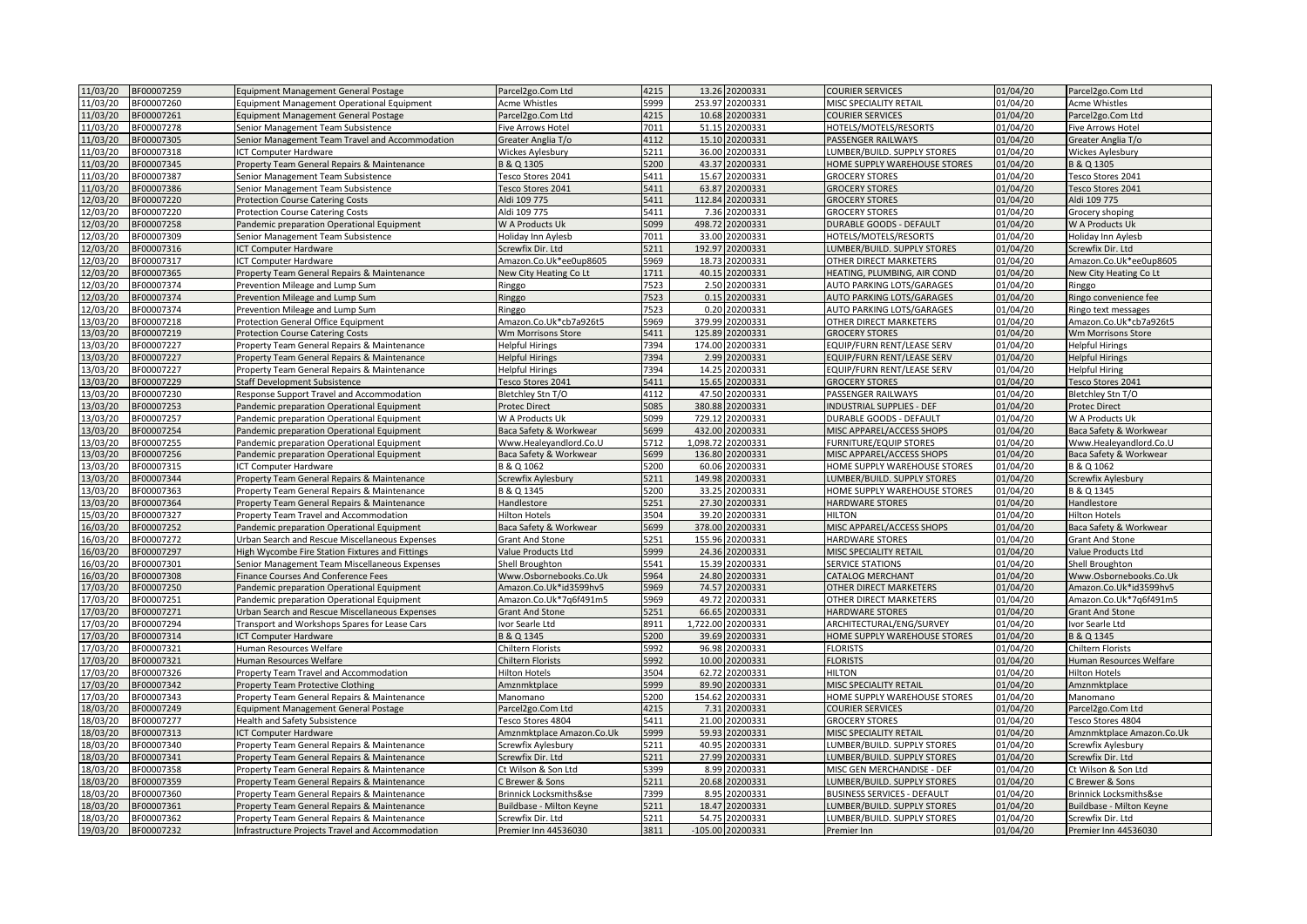| | | | | | | | | | |
|---|---|---|---|---|---|---|---|---|---|
| 11/03/20 | BF00007259 | Equipment Management General Postage | Parcel2go.Com Ltd | 4215 | 13.26 | 20200331 | COURIER SERVICES | 01/04/20 | Parcel2go.Com Ltd |
| 11/03/20 | BF00007260 | Equipment Management Operational Equipment | Acme Whistles | 5999 | 253.97 | 20200331 | MISC SPECIALITY RETAIL | 01/04/20 | Acme Whistles |
| 11/03/20 | BF00007261 | Equipment Management General Postage | Parcel2go.Com Ltd | 4215 | 10.68 | 20200331 | COURIER SERVICES | 01/04/20 | Parcel2go.Com Ltd |
| 11/03/20 | BF00007278 | Senior Management Team Subsistence | Five Arrows Hotel | 7011 | 51.15 | 20200331 | HOTELS/MOTELS/RESORTS | 01/04/20 | Five Arrows Hotel |
| 11/03/20 | BF00007305 | Senior Management Team Travel and Accommodation | Greater Anglia T/o | 4112 | 15.10 | 20200331 | PASSENGER RAILWAYS | 01/04/20 | Greater Anglia T/o |
| 11/03/20 | BF00007318 | ICT Computer Hardware | Wickes Aylesbury | 5211 | 36.00 | 20200331 | LUMBER/BUILD. SUPPLY STORES | 01/04/20 | Wickes Aylesbury |
| 11/03/20 | BF00007345 | Property Team General Repairs & Maintenance | B & Q 1305 | 5200 | 43.37 | 20200331 | HOME SUPPLY WAREHOUSE STORES | 01/04/20 | B & Q 1305 |
| 11/03/20 | BF00007387 | Senior Management Team Subsistence | Tesco Stores 2041 | 5411 | 15.67 | 20200331 | GROCERY STORES | 01/04/20 | Tesco Stores 2041 |
| 11/03/20 | BF00007386 | Senior Management Team Subsistence | Tesco Stores 2041 | 5411 | 63.87 | 20200331 | GROCERY STORES | 01/04/20 | Tesco Stores 2041 |
| 12/03/20 | BF00007220 | Protection Course Catering Costs | Aldi 109 775 | 5411 | 112.84 | 20200331 | GROCERY STORES | 01/04/20 | Aldi 109 775 |
| 12/03/20 | BF00007220 | Protection Course Catering Costs | Aldi 109 775 | 5411 | 7.36 | 20200331 | GROCERY STORES | 01/04/20 | Grocery shoping |
| 12/03/20 | BF00007258 | Pandemic preparation Operational Equipment | W A Products Uk | 5099 | 498.72 | 20200331 | DURABLE GOODS - DEFAULT | 01/04/20 | W A Products Uk |
| 12/03/20 | BF00007309 | Senior Management Team Subsistence | Holiday Inn Aylesb | 7011 | 33.00 | 20200331 | HOTELS/MOTELS/RESORTS | 01/04/20 | Holiday Inn Aylesb |
| 12/03/20 | BF00007316 | ICT Computer Hardware | Screwfix Dir. Ltd | 5211 | 192.97 | 20200331 | LUMBER/BUILD. SUPPLY STORES | 01/04/20 | Screwfix Dir. Ltd |
| 12/03/20 | BF00007317 | ICT Computer Hardware | Amazon.Co.Uk*ee0up8605 | 5969 | 18.73 | 20200331 | OTHER DIRECT MARKETERS | 01/04/20 | Amazon.Co.Uk*ee0up8605 |
| 12/03/20 | BF00007365 | Property Team General Repairs & Maintenance | New City Heating Co Lt | 1711 | 40.15 | 20200331 | HEATING, PLUMBING, AIR COND | 01/04/20 | New City Heating Co Lt |
| 12/03/20 | BF00007374 | Prevention Mileage and Lump Sum | Ringgo | 7523 | 2.50 | 20200331 | AUTO PARKING LOTS/GARAGES | 01/04/20 | Ringgo |
| 12/03/20 | BF00007374 | Prevention Mileage and Lump Sum | Ringgo | 7523 | 0.15 | 20200331 | AUTO PARKING LOTS/GARAGES | 01/04/20 | Ringgo convenience fee |
| 12/03/20 | BF00007374 | Prevention Mileage and Lump Sum | Ringgo | 7523 | 0.20 | 20200331 | AUTO PARKING LOTS/GARAGES | 01/04/20 | Ringo text messages |
| 13/03/20 | BF00007218 | Protection General Office Equipment | Amazon.Co.Uk*cb7a926t5 | 5969 | 379.99 | 20200331 | OTHER DIRECT MARKETERS | 01/04/20 | Amazon.Co.Uk*cb7a926t5 |
| 13/03/20 | BF00007219 | Protection Course Catering Costs | Wm Morrisons Store | 5411 | 125.89 | 20200331 | GROCERY STORES | 01/04/20 | Wm Morrisons Store |
| 13/03/20 | BF00007227 | Property Team General Repairs & Maintenance | Helpful Hirings | 7394 | 174.00 | 20200331 | EQUIP/FURN RENT/LEASE SERV | 01/04/20 | Helpful Hirings |
| 13/03/20 | BF00007227 | Property Team General Repairs & Maintenance | Helpful Hirings | 7394 | 2.99 | 20200331 | EQUIP/FURN RENT/LEASE SERV | 01/04/20 | Helpful Hirings |
| 13/03/20 | BF00007227 | Property Team General Repairs & Maintenance | Helpful Hirings | 7394 | 14.25 | 20200331 | EQUIP/FURN RENT/LEASE SERV | 01/04/20 | Helpful Hiring |
| 13/03/20 | BF00007229 | Staff Development Subsistence | Tesco Stores 2041 | 5411 | 15.65 | 20200331 | GROCERY STORES | 01/04/20 | Tesco Stores 2041 |
| 13/03/20 | BF00007230 | Response Support Travel and Accommodation | Bletchley Stn T/O | 4112 | 47.50 | 20200331 | PASSENGER RAILWAYS | 01/04/20 | Bletchley Stn T/O |
| 13/03/20 | BF00007253 | Pandemic preparation Operational Equipment | Protec Direct | 5085 | 380.88 | 20200331 | INDUSTRIAL SUPPLIES - DEF | 01/04/20 | Protec Direct |
| 13/03/20 | BF00007257 | Pandemic preparation Operational Equipment | W A Products Uk | 5099 | 729.12 | 20200331 | DURABLE GOODS - DEFAULT | 01/04/20 | W A Products Uk |
| 13/03/20 | BF00007254 | Pandemic preparation Operational Equipment | Baca Safety & Workwear | 5699 | 432.00 | 20200331 | MISC APPAREL/ACCESS SHOPS | 01/04/20 | Baca Safety & Workwear |
| 13/03/20 | BF00007255 | Pandemic preparation Operational Equipment | Www.Healeyandlord.Co.U | 5712 | 1,098.72 | 20200331 | FURNITURE/EQUIP STORES | 01/04/20 | Www.Healeyandlord.Co.U |
| 13/03/20 | BF00007256 | Pandemic preparation Operational Equipment | Baca Safety & Workwear | 5699 | 136.80 | 20200331 | MISC APPAREL/ACCESS SHOPS | 01/04/20 | Baca Safety & Workwear |
| 13/03/20 | BF00007315 | ICT Computer Hardware | B & Q 1062 | 5200 | 60.06 | 20200331 | HOME SUPPLY WAREHOUSE STORES | 01/04/20 | B & Q 1062 |
| 13/03/20 | BF00007344 | Property Team General Repairs & Maintenance | Screwfix Aylesbury | 5211 | 149.98 | 20200331 | LUMBER/BUILD. SUPPLY STORES | 01/04/20 | Screwfix Aylesbury |
| 13/03/20 | BF00007363 | Property Team General Repairs & Maintenance | B & Q 1345 | 5200 | 33.25 | 20200331 | HOME SUPPLY WAREHOUSE STORES | 01/04/20 | B & Q 1345 |
| 13/03/20 | BF00007364 | Property Team General Repairs & Maintenance | Handlestore | 5251 | 27.30 | 20200331 | HARDWARE STORES | 01/04/20 | Handlestore |
| 15/03/20 | BF00007327 | Property Team Travel and Accommodation | Hilton Hotels | 3504 | 39.20 | 20200331 | HILTON | 01/04/20 | Hilton Hotels |
| 16/03/20 | BF00007252 | Pandemic preparation Operational Equipment | Baca Safety & Workwear | 5699 | 378.00 | 20200331 | MISC APPAREL/ACCESS SHOPS | 01/04/20 | Baca Safety & Workwear |
| 16/03/20 | BF00007272 | Urban Search and Rescue Miscellaneous Expenses | Grant And Stone | 5251 | 155.96 | 20200331 | HARDWARE STORES | 01/04/20 | Grant And Stone |
| 16/03/20 | BF00007297 | High Wycombe Fire Station Fixtures and Fittings | Value Products Ltd | 5999 | 24.36 | 20200331 | MISC SPECIALITY RETAIL | 01/04/20 | Value Products Ltd |
| 16/03/20 | BF00007301 | Senior Management Team Miscellaneous Expenses | Shell Broughton | 5541 | 15.39 | 20200331 | SERVICE STATIONS | 01/04/20 | Shell Broughton |
| 16/03/20 | BF00007308 | Finance Courses And Conference Fees | Www.Osbornebooks.Co.Uk | 5964 | 24.80 | 20200331 | CATALOG MERCHANT | 01/04/20 | Www.Osbornebooks.Co.Uk |
| 17/03/20 | BF00007250 | Pandemic preparation Operational Equipment | Amazon.Co.Uk*id3599hv5 | 5969 | 74.57 | 20200331 | OTHER DIRECT MARKETERS | 01/04/20 | Amazon.Co.Uk*id3599hv5 |
| 17/03/20 | BF00007251 | Pandemic preparation Operational Equipment | Amazon.Co.Uk*7q6f491m5 | 5969 | 49.72 | 20200331 | OTHER DIRECT MARKETERS | 01/04/20 | Amazon.Co.Uk*7q6f491m5 |
| 17/03/20 | BF00007271 | Urban Search and Rescue Miscellaneous Expenses | Grant And Stone | 5251 | 66.65 | 20200331 | HARDWARE STORES | 01/04/20 | Grant And Stone |
| 17/03/20 | BF00007294 | Transport and Workshops Spares for Lease Cars | Ivor Searle Ltd | 8911 | 1,722.00 | 20200331 | ARCHITECTURAL/ENG/SURVEY | 01/04/20 | Ivor Searle Ltd |
| 17/03/20 | BF00007314 | ICT Computer Hardware | B & Q 1345 | 5200 | 39.69 | 20200331 | HOME SUPPLY WAREHOUSE STORES | 01/04/20 | B & Q 1345 |
| 17/03/20 | BF00007321 | Human Resources Welfare | Chiltern Florists | 5992 | 96.98 | 20200331 | FLORISTS | 01/04/20 | Chiltern Florists |
| 17/03/20 | BF00007321 | Human Resources Welfare | Chiltern Florists | 5992 | 10.00 | 20200331 | FLORISTS | 01/04/20 | Human Resources Welfare |
| 17/03/20 | BF00007326 | Property Team Travel and Accommodation | Hilton Hotels | 3504 | 62.72 | 20200331 | HILTON | 01/04/20 | Hilton Hotels |
| 17/03/20 | BF00007342 | Property Team Protective Clothing | Amznmktplace | 5999 | 89.90 | 20200331 | MISC SPECIALITY RETAIL | 01/04/20 | Amznmktplace |
| 17/03/20 | BF00007343 | Property Team General Repairs & Maintenance | Manomano | 5200 | 154.62 | 20200331 | HOME SUPPLY WAREHOUSE STORES | 01/04/20 | Manomano |
| 18/03/20 | BF00007249 | Equipment Management General Postage | Parcel2go.Com Ltd | 4215 | 7.31 | 20200331 | COURIER SERVICES | 01/04/20 | Parcel2go.Com Ltd |
| 18/03/20 | BF00007277 | Health and Safety Subsistence | Tesco Stores 4804 | 5411 | 21.00 | 20200331 | GROCERY STORES | 01/04/20 | Tesco Stores 4804 |
| 18/03/20 | BF00007313 | ICT Computer Hardware | Amznmktplace Amazon.Co.Uk | 5999 | 59.93 | 20200331 | MISC SPECIALITY RETAIL | 01/04/20 | Amznmktplace Amazon.Co.Uk |
| 18/03/20 | BF00007340 | Property Team General Repairs & Maintenance | Screwfix Aylesbury | 5211 | 40.95 | 20200331 | LUMBER/BUILD. SUPPLY STORES | 01/04/20 | Screwfix Aylesbury |
| 18/03/20 | BF00007341 | Property Team General Repairs & Maintenance | Screwfix Dir. Ltd | 5211 | 27.99 | 20200331 | LUMBER/BUILD. SUPPLY STORES | 01/04/20 | Screwfix Dir. Ltd |
| 18/03/20 | BF00007358 | Property Team General Repairs & Maintenance | Ct Wilson & Son Ltd | 5399 | 8.99 | 20200331 | MISC GEN MERCHANDISE - DEF | 01/04/20 | Ct Wilson & Son Ltd |
| 18/03/20 | BF00007359 | Property Team General Repairs & Maintenance | C Brewer & Sons | 5211 | 20.68 | 20200331 | LUMBER/BUILD. SUPPLY STORES | 01/04/20 | C Brewer & Sons |
| 18/03/20 | BF00007360 | Property Team General Repairs & Maintenance | Brinnick Locksmiths&se | 7399 | 8.95 | 20200331 | BUSINESS SERVICES - DEFAULT | 01/04/20 | Brinnick Locksmiths&se |
| 18/03/20 | BF00007361 | Property Team General Repairs & Maintenance | Buildbase - Milton Keyne | 5211 | 18.47 | 20200331 | LUMBER/BUILD. SUPPLY STORES | 01/04/20 | Buildbase - Milton Keyne |
| 18/03/20 | BF00007362 | Property Team General Repairs & Maintenance | Screwfix Dir. Ltd | 5211 | 54.75 | 20200331 | LUMBER/BUILD. SUPPLY STORES | 01/04/20 | Screwfix Dir. Ltd |
| 19/03/20 | BF00007232 | Infrastructure Projects Travel and Accommodation | Premier Inn 44536030 | 3811 | -105.00 | 20200331 | Premier Inn | 01/04/20 | Premier Inn 44536030 |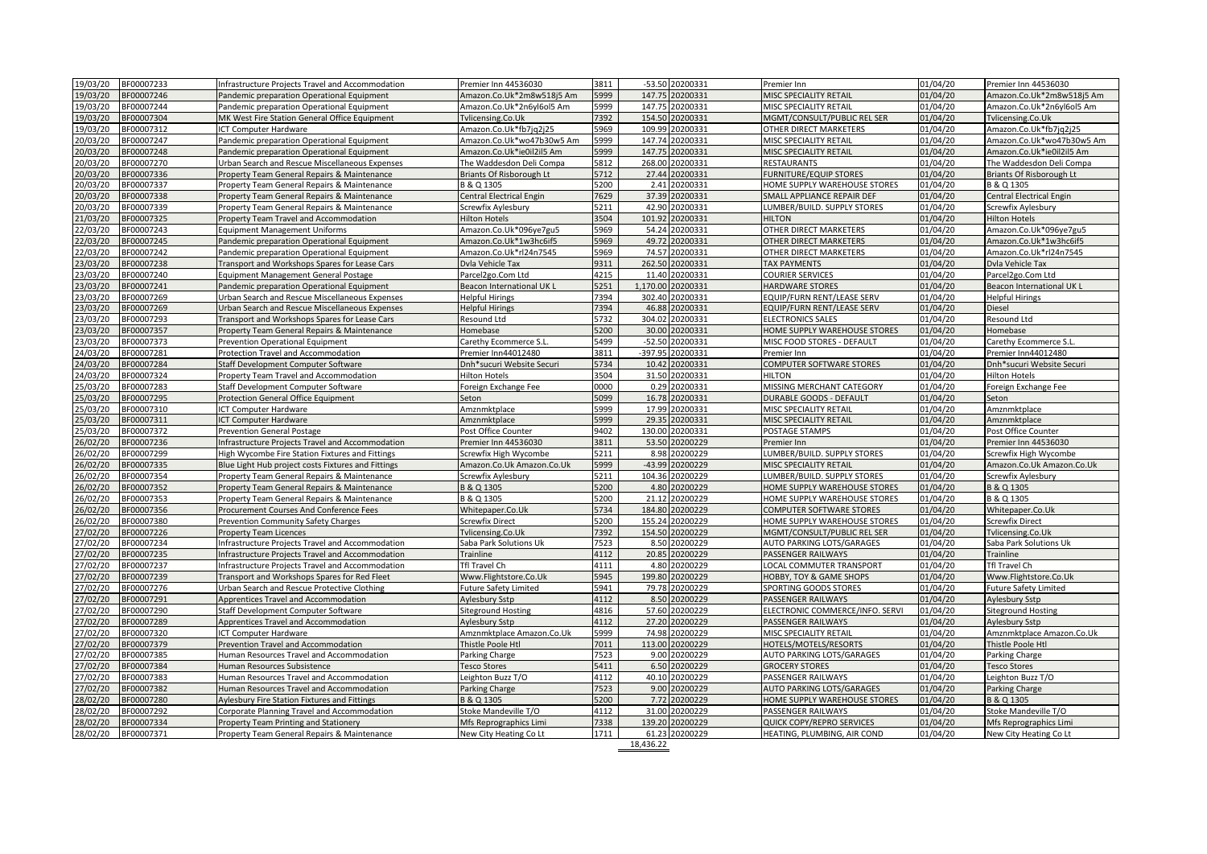| | | | | | | | | | |
|---|---|---|---|---|---|---|---|---|---|
| 19/03/20 | BF00007233 | Infrastructure Projects Travel and Accommodation | Premier Inn 44536030 | 3811 | -53.50 | 20200331 | Premier Inn | 01/04/20 | Premier Inn 44536030 |
| 19/03/20 | BF00007246 | Pandemic preparation Operational Equipment | Amazon.Co.Uk*2m8w518j5 Am | 5999 | 147.75 | 20200331 | MISC SPECIALITY RETAIL | 01/04/20 | Amazon.Co.Uk*2m8w518j5 Am |
| 19/03/20 | BF00007244 | Pandemic preparation Operational Equipment | Amazon.Co.Uk*2n6yl6ol5 Am | 5999 | 147.75 | 20200331 | MISC SPECIALITY RETAIL | 01/04/20 | Amazon.Co.Uk*2n6yl6ol5 Am |
| 19/03/20 | BF00007304 | MK West Fire Station General Office Equipment | Tvlicensing.Co.Uk | 7392 | 154.50 | 20200331 | MGMT/CONSULT/PUBLIC REL SER | 01/04/20 | Tvlicensing.Co.Uk |
| 19/03/20 | BF00007312 | ICT Computer Hardware | Amazon.Co.Uk*fb7jq2j25 | 5969 | 109.99 | 20200331 | OTHER DIRECT MARKETERS | 01/04/20 | Amazon.Co.Uk*fb7jq2j25 |
| 20/03/20 | BF00007247 | Pandemic preparation Operational Equipment | Amazon.Co.Uk*wo47b30w5 Am | 5999 | 147.74 | 20200331 | MISC SPECIALITY RETAIL | 01/04/20 | Amazon.Co.Uk*wo47b30w5 Am |
| 20/03/20 | BF00007248 | Pandemic preparation Operational Equipment | Amazon.Co.Uk*ie0il2il5 Am | 5999 | 147.75 | 20200331 | MISC SPECIALITY RETAIL | 01/04/20 | Amazon.Co.Uk*ie0il2il5 Am |
| 20/03/20 | BF00007270 | Urban Search and Rescue Miscellaneous Expenses | The Waddesdon Deli Compa | 5812 | 268.00 | 20200331 | RESTAURANTS | 01/04/20 | The Waddesdon Deli Compa |
| 20/03/20 | BF00007336 | Property Team General Repairs & Maintenance | Briants Of Risborough Lt | 5712 | 27.44 | 20200331 | FURNITURE/EQUIP STORES | 01/04/20 | Briants Of Risborough Lt |
| 20/03/20 | BF00007337 | Property Team General Repairs & Maintenance | B & Q 1305 | 5200 | 2.41 | 20200331 | HOME SUPPLY WAREHOUSE STORES | 01/04/20 | B & Q 1305 |
| 20/03/20 | BF00007338 | Property Team General Repairs & Maintenance | Central Electrical Engin | 7629 | 37.39 | 20200331 | SMALL APPLIANCE REPAIR DEF | 01/04/20 | Central Electrical Engin |
| 20/03/20 | BF00007339 | Property Team General Repairs & Maintenance | Screwfix Aylesbury | 5211 | 42.90 | 20200331 | LUMBER/BUILD. SUPPLY STORES | 01/04/20 | Screwfix Aylesbury |
| 21/03/20 | BF00007325 | Property Team Travel and Accommodation | Hilton Hotels | 3504 | 101.92 | 20200331 | HILTON | 01/04/20 | Hilton Hotels |
| 22/03/20 | BF00007243 | Equipment Management Uniforms | Amazon.Co.Uk*096ye7gu5 | 5969 | 54.24 | 20200331 | OTHER DIRECT MARKETERS | 01/04/20 | Amazon.Co.Uk*096ye7gu5 |
| 22/03/20 | BF00007245 | Pandemic preparation Operational Equipment | Amazon.Co.Uk*1w3hc6if5 | 5969 | 49.72 | 20200331 | OTHER DIRECT MARKETERS | 01/04/20 | Amazon.Co.Uk*1w3hc6if5 |
| 22/03/20 | BF00007242 | Pandemic preparation Operational Equipment | Amazon.Co.Uk*rl24n7545 | 5969 | 74.57 | 20200331 | OTHER DIRECT MARKETERS | 01/04/20 | Amazon.Co.Uk*rl24n7545 |
| 23/03/20 | BF00007238 | Transport and Workshops Spares for Lease Cars | Dvla Vehicle Tax | 9311 | 262.50 | 20200331 | TAX PAYMENTS | 01/04/20 | Dvla Vehicle Tax |
| 23/03/20 | BF00007240 | Equipment Management General Postage | Parcel2go.Com Ltd | 4215 | 11.40 | 20200331 | COURIER SERVICES | 01/04/20 | Parcel2go.Com Ltd |
| 23/03/20 | BF00007241 | Pandemic preparation Operational Equipment | Beacon International UK L | 5251 | 1,170.00 | 20200331 | HARDWARE STORES | 01/04/20 | Beacon International UK L |
| 23/03/20 | BF00007269 | Urban Search and Rescue Miscellaneous Expenses | Helpful Hirings | 7394 | 302.40 | 20200331 | EQUIP/FURN RENT/LEASE SERV | 01/04/20 | Helpful Hirings |
| 23/03/20 | BF00007269 | Urban Search and Rescue Miscellaneous Expenses | Helpful Hirings | 7394 | 46.88 | 20200331 | EQUIP/FURN RENT/LEASE SERV | 01/04/20 | Diesel |
| 23/03/20 | BF00007293 | Transport and Workshops Spares for Lease Cars | Resound Ltd | 5732 | 304.02 | 20200331 | ELECTRONICS SALES | 01/04/20 | Resound Ltd |
| 23/03/20 | BF00007357 | Property Team General Repairs & Maintenance | Homebase | 5200 | 30.00 | 20200331 | HOME SUPPLY WAREHOUSE STORES | 01/04/20 | Homebase |
| 23/03/20 | BF00007373 | Prevention Operational Equipment | Carethy Ecommerce S.L. | 5499 | -52.50 | 20200331 | MISC FOOD STORES - DEFAULT | 01/04/20 | Carethy Ecommerce S.L. |
| 24/03/20 | BF00007281 | Protection Travel and Accommodation | Premier Inn44012480 | 3811 | -397.95 | 20200331 | Premier Inn | 01/04/20 | Premier Inn44012480 |
| 24/03/20 | BF00007284 | Staff Development Computer Software | Dnh*sucuri Website Securi | 5734 | 10.42 | 20200331 | COMPUTER SOFTWARE STORES | 01/04/20 | Dnh*sucuri Website Securi |
| 24/03/20 | BF00007324 | Property Team Travel and Accommodation | Hilton Hotels | 3504 | 31.50 | 20200331 | HILTON | 01/04/20 | Hilton Hotels |
| 25/03/20 | BF00007283 | Staff Development Computer Software | Foreign Exchange Fee | 0000 | 0.29 | 20200331 | MISSING MERCHANT CATEGORY | 01/04/20 | Foreign Exchange Fee |
| 25/03/20 | BF00007295 | Protection General Office Equipment | Seton | 5099 | 16.78 | 20200331 | DURABLE GOODS - DEFAULT | 01/04/20 | Seton |
| 25/03/20 | BF00007310 | ICT Computer Hardware | Amznmktplace | 5999 | 17.99 | 20200331 | MISC SPECIALITY RETAIL | 01/04/20 | Amznmktplace |
| 25/03/20 | BF00007311 | ICT Computer Hardware | Amznmktplace | 5999 | 29.35 | 20200331 | MISC SPECIALITY RETAIL | 01/04/20 | Amznmktplace |
| 25/03/20 | BF00007372 | Prevention General Postage | Post Office Counter | 9402 | 130.00 | 20200331 | POSTAGE STAMPS | 01/04/20 | Post Office Counter |
| 26/02/20 | BF00007236 | Infrastructure Projects Travel and Accommodation | Premier Inn 44536030 | 3811 | 53.50 | 20200229 | Premier Inn | 01/04/20 | Premier Inn 44536030 |
| 26/02/20 | BF00007299 | High Wycombe Fire Station Fixtures and Fittings | Screwfix High Wycombe | 5211 | 8.98 | 20200229 | LUMBER/BUILD. SUPPLY STORES | 01/04/20 | Screwfix High Wycombe |
| 26/02/20 | BF00007335 | Blue Light Hub project costs Fixtures and Fittings | Amazon.Co.Uk Amazon.Co.Uk | 5999 | -43.99 | 20200229 | MISC SPECIALITY RETAIL | 01/04/20 | Amazon.Co.Uk Amazon.Co.Uk |
| 26/02/20 | BF00007354 | Property Team General Repairs & Maintenance | Screwfix Aylesbury | 5211 | 104.36 | 20200229 | LUMBER/BUILD. SUPPLY STORES | 01/04/20 | Screwfix Aylesbury |
| 26/02/20 | BF00007352 | Property Team General Repairs & Maintenance | B & Q 1305 | 5200 | 4.80 | 20200229 | HOME SUPPLY WAREHOUSE STORES | 01/04/20 | B & Q 1305 |
| 26/02/20 | BF00007353 | Property Team General Repairs & Maintenance | B & Q 1305 | 5200 | 21.12 | 20200229 | HOME SUPPLY WAREHOUSE STORES | 01/04/20 | B & Q 1305 |
| 26/02/20 | BF00007356 | Procurement Courses And Conference Fees | Whitepaper.Co.Uk | 5734 | 184.80 | 20200229 | COMPUTER SOFTWARE STORES | 01/04/20 | Whitepaper.Co.Uk |
| 26/02/20 | BF00007380 | Prevention Community Safety Charges | Screwfix Direct | 5200 | 155.24 | 20200229 | HOME SUPPLY WAREHOUSE STORES | 01/04/20 | Screwfix Direct |
| 27/02/20 | BF00007226 | Property Team Licences | Tvlicensing.Co.Uk | 7392 | 154.50 | 20200229 | MGMT/CONSULT/PUBLIC REL SER | 01/04/20 | Tvlicensing.Co.Uk |
| 27/02/20 | BF00007234 | Infrastructure Projects Travel and Accommodation | Saba Park Solutions Uk | 7523 | 8.50 | 20200229 | AUTO PARKING LOTS/GARAGES | 01/04/20 | Saba Park Solutions Uk |
| 27/02/20 | BF00007235 | Infrastructure Projects Travel and Accommodation | Trainline | 4112 | 20.85 | 20200229 | PASSENGER RAILWAYS | 01/04/20 | Trainline |
| 27/02/20 | BF00007237 | Infrastructure Projects Travel and Accommodation | Tfl Travel Ch | 4111 | 4.80 | 20200229 | LOCAL COMMUTER TRANSPORT | 01/04/20 | Tfl Travel Ch |
| 27/02/20 | BF00007239 | Transport and Workshops Spares for Red Fleet | Www.Flightstore.Co.Uk | 5945 | 199.80 | 20200229 | HOBBY, TOY & GAME SHOPS | 01/04/20 | Www.Flightstore.Co.Uk |
| 27/02/20 | BF00007276 | Urban Search and Rescue Protective Clothing | Future Safety Limited | 5941 | 79.78 | 20200229 | SPORTING GOODS STORES | 01/04/20 | Future Safety Limited |
| 27/02/20 | BF00007291 | Apprentices Travel and Accommodation | Aylesbury Sstp | 4112 | 8.50 | 20200229 | PASSENGER RAILWAYS | 01/04/20 | Aylesbury Sstp |
| 27/02/20 | BF00007290 | Staff Development Computer Software | Siteground Hosting | 4816 | 57.60 | 20200229 | ELECTRONIC COMMERCE/INFO. SERVI | 01/04/20 | Siteground Hosting |
| 27/02/20 | BF00007289 | Apprentices Travel and Accommodation | Aylesbury Sstp | 4112 | 27.20 | 20200229 | PASSENGER RAILWAYS | 01/04/20 | Aylesbury Sstp |
| 27/02/20 | BF00007320 | ICT Computer Hardware | Amznmktplace Amazon.Co.Uk | 5999 | 74.98 | 20200229 | MISC SPECIALITY RETAIL | 01/04/20 | Amznmktplace Amazon.Co.Uk |
| 27/02/20 | BF00007379 | Prevention Travel and Accommodation | Thistle Poole Htl | 7011 | 113.00 | 20200229 | HOTELS/MOTELS/RESORTS | 01/04/20 | Thistle Poole Htl |
| 27/02/20 | BF00007385 | Human Resources Travel and Accommodation | Parking Charge | 7523 | 9.00 | 20200229 | AUTO PARKING LOTS/GARAGES | 01/04/20 | Parking Charge |
| 27/02/20 | BF00007384 | Human Resources Subsistence | Tesco Stores | 5411 | 6.50 | 20200229 | GROCERY STORES | 01/04/20 | Tesco Stores |
| 27/02/20 | BF00007383 | Human Resources Travel and Accommodation | Leighton Buzz T/O | 4112 | 40.10 | 20200229 | PASSENGER RAILWAYS | 01/04/20 | Leighton Buzz T/O |
| 27/02/20 | BF00007382 | Human Resources Travel and Accommodation | Parking Charge | 7523 | 9.00 | 20200229 | AUTO PARKING LOTS/GARAGES | 01/04/20 | Parking Charge |
| 28/02/20 | BF00007280 | Aylesbury Fire Station Fixtures and Fittings | B & Q 1305 | 5200 | 7.72 | 20200229 | HOME SUPPLY WAREHOUSE STORES | 01/04/20 | B & Q 1305 |
| 28/02/20 | BF00007292 | Corporate Planning Travel and Accommodation | Stoke Mandeville T/O | 4112 | 31.00 | 20200229 | PASSENGER RAILWAYS | 01/04/20 | Stoke Mandeville T/O |
| 28/02/20 | BF00007334 | Property Team Printing and Stationery | Mfs Reprographics Limi | 7338 | 139.20 | 20200229 | QUICK COPY/REPRO SERVICES | 01/04/20 | Mfs Reprographics Limi |
| 28/02/20 | BF00007371 | Property Team General Repairs & Maintenance | New City Heating Co Lt | 1711 | 61.23 | 20200229 | HEATING, PLUMBING, AIR COND | 01/04/20 | New City Heating Co Lt |
| | | | | | 18,436.22 | | | | |